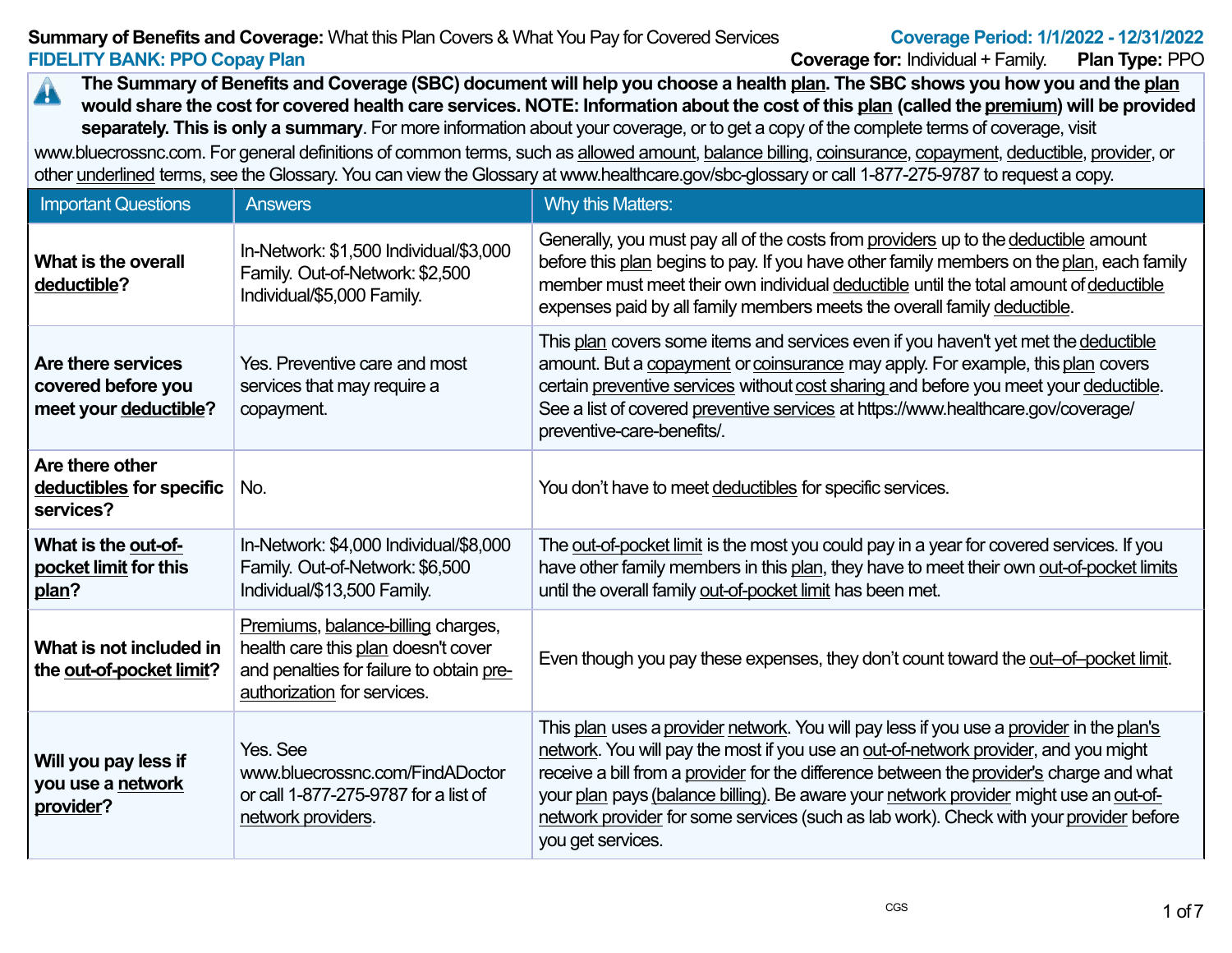**Summary of Benefits and Coverage:** What this Plan Covers & What You Pay for Covered Services

**Coverage Period: 1/1/2022 - 12/31/2022**

**FIDELITY BANK: PPO Copay Plan**

**Coverage for:** Individual + Family. **Plan Type:** PPO

**The Summary of Benefits and Coverage (SBC) document will help you choose a health plan. The SBC shows you how you and the plan would share the cost for covered health care services. NOTE: Information about the cost of this plan (called the premium) will be provided separately. This is only a summary**. For more information about your coverage, or to get a copy of the complete terms of coverage, visit www.bluecrossnc.com. For general definitions of common terms, such as allowed amount, balance billing, coinsurance, copayment, deductible, provider, or other underlined terms, see the Glossary. You can view the Glossary at www.healthcare.gov/sbc-glossary or call 1-877-275-9787 to request a copy.

| Important Questions | Answers | Why this Matters: |
|---|---|---|
| **What is the overall deductible?** | In-Network: $1,500 Individual/$3,000 Family. Out-of-Network: $2,500 Individual/$5,000 Family. | Generally, you must pay all of the costs from providers up to the deductible amount before this plan begins to pay. If you have other family members on the plan, each family member must meet their own individual deductible until the total amount of deductible expenses paid by all family members meets the overall family deductible. |
| **Are there services covered before you meet your deductible?** | Yes. Preventive care and most services that may require a copayment. | This plan covers some items and services even if you haven't yet met the deductible amount. But a copayment or coinsurance may apply. For example, this plan covers certain preventive services without cost sharing and before you meet your deductible. See a list of covered preventive services at https://www.healthcare.gov/coverage/preventive-care-benefits/. |
| **Are there other deductibles for specific services?** | No. | You don't have to meet deductibles for specific services. |
| **What is the out-of-pocket limit for this plan?** | In-Network: $4,000 Individual/$8,000 Family. Out-of-Network: $6,500 Individual/$13,500 Family. | The out-of-pocket limit is the most you could pay in a year for covered services. If you have other family members in this plan, they have to meet their own out-of-pocket limits until the overall family out-of-pocket limit has been met. |
| **What is not included in the out-of-pocket limit?** | Premiums, balance-billing charges, health care this plan doesn't cover and penalties for failure to obtain pre-authorization for services. | Even though you pay these expenses, they don't count toward the out–of–pocket limit. |
| **Will you pay less if you use a network provider?** | Yes. See www.bluecrossnc.com/FindADoctor or call 1-877-275-9787 for a list of network providers. | This plan uses a provider network. You will pay less if you use a provider in the plan's network. You will pay the most if you use an out-of-network provider, and you might receive a bill from a provider for the difference between the provider's charge and what your plan pays (balance billing). Be aware your network provider might use an out-of-network provider for some services (such as lab work). Check with your provider before you get services. |

CGS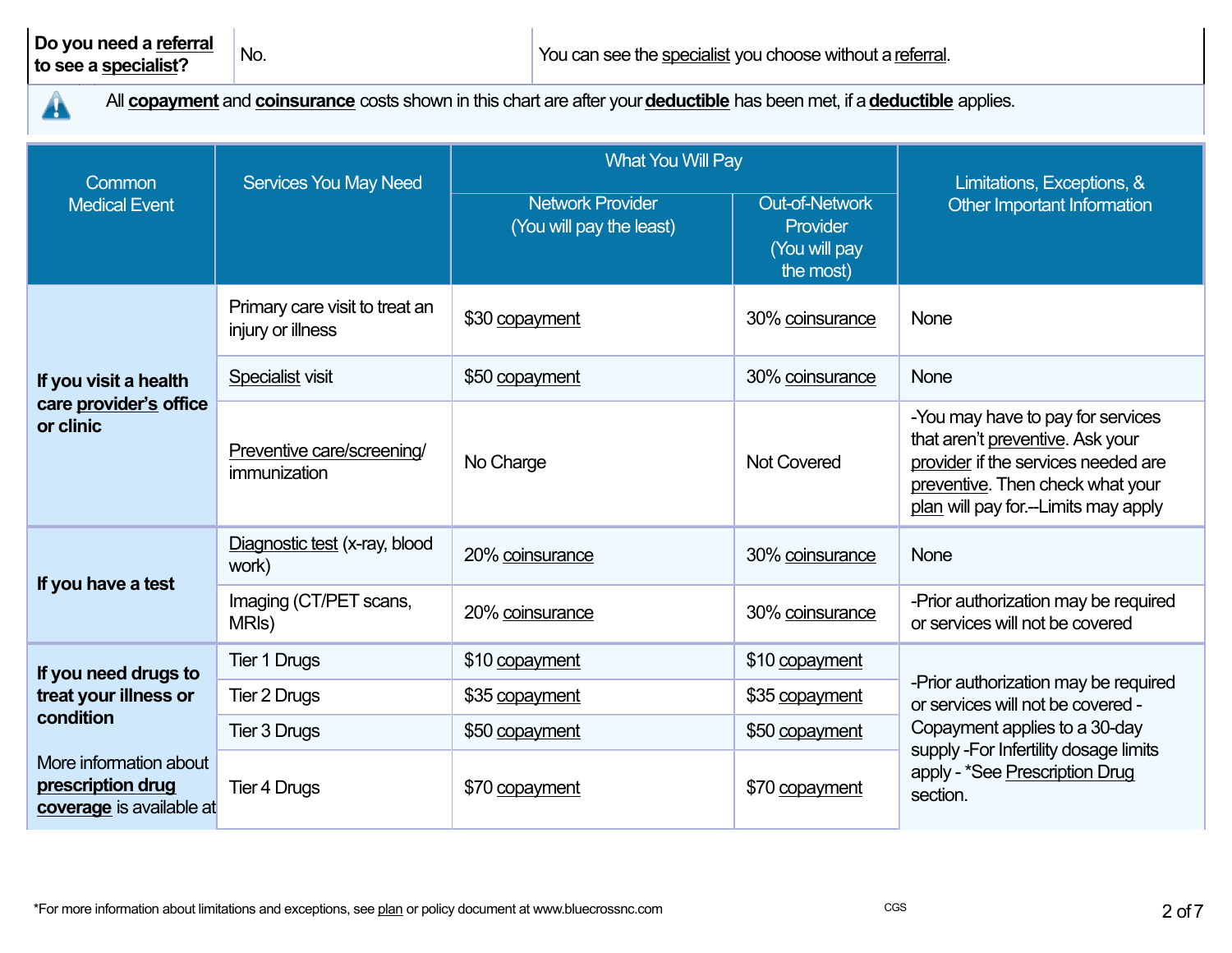| Do you need a referral to see a specialist? | No. | You can see the specialist you choose without a referral. |
|---|---|---|

All **copayment** and **coinsurance** costs shown in this chart are after your **deductible** has been met, if a **deductible** applies.

| Common Medical Event | Services You May Need | What You Will Pay | | Limitations, Exceptions, & Other Important Information |
|---|---|---|---|---|
| | | Network Provider (You will pay the least) | Out-of-Network Provider (You will pay the most) | |
| **If you visit a health care provider's office or clinic** | Primary care visit to treat an injury or illness | $30 copayment | 30% coinsurance | None |
| | Specialist visit | $50 copayment | 30% coinsurance | None |
| | Preventive care/screening/ immunization | No Charge | Not Covered | -You may have to pay for services that aren't preventive. Ask your provider if the services needed are preventive. Then check what your plan will pay for.--Limits may apply |
| **If you have a test** | Diagnostic test (x-ray, blood work) | 20% coinsurance | 30% coinsurance | None |
| | Imaging (CT/PET scans, MRIs) | 20% coinsurance | 30% coinsurance | -Prior authorization may be required or services will not be covered |
| **If you need drugs to treat your illness or condition** More information about **prescription drug coverage** is available at | Tier 1 Drugs | $10 copayment | $10 copayment | -Prior authorization may be required or services will not be covered -Copayment applies to a 30-day supply -For Infertility dosage limits apply - *See Prescription Drug section. |
| | Tier 2 Drugs | $35 copayment | $35 copayment | |
| | Tier 3 Drugs | $50 copayment | $50 copayment | |
| | Tier 4 Drugs | $70 copayment | $70 copayment | |

*For more information about limitations and exceptions, see plan or policy document at www.bluecrossnc.com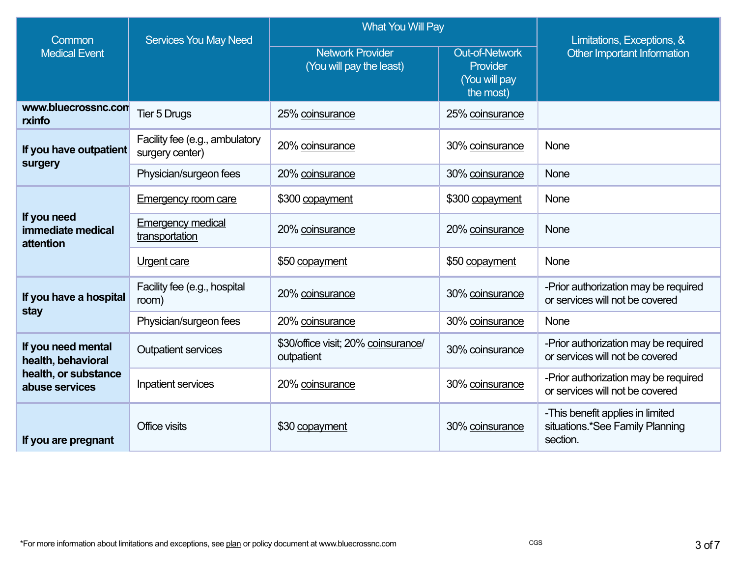| Common Medical Event | Services You May Need | What You Will Pay | | Limitations, Exceptions, & Other Important Information |
|---|---|---|---|---|
| | | Network Provider (You will pay the least) | Out-of-Network Provider (You will pay the most) | |
| **www.bluecrossnc.com rxinfo** | Tier 5 Drugs | 25% coinsurance | 25% coinsurance | |
| **If you have outpatient surgery** | Facility fee (e.g., ambulatory surgery center) | 20% coinsurance | 30% coinsurance | None |
| | Physician/surgeon fees | 20% coinsurance | 30% coinsurance | None |
| **If you need immediate medical attention** | Emergency room care | $300 copayment | $300 copayment | None |
| | Emergency medical transportation | 20% coinsurance | 20% coinsurance | None |
| | Urgent care | $50 copayment | $50 copayment | None |
| **If you have a hospital stay** | Facility fee (e.g., hospital room) | 20% coinsurance | 30% coinsurance | -Prior authorization may be required or services will not be covered |
| | Physician/surgeon fees | 20% coinsurance | 30% coinsurance | None |
| **If you need mental health, behavioral health, or substance abuse services** | Outpatient services | $30/office visit; 20% coinsurance/ outpatient | 30% coinsurance | -Prior authorization may be required or services will not be covered |
| | Inpatient services | 20% coinsurance | 30% coinsurance | -Prior authorization may be required or services will not be covered |
| **If you are pregnant** | Office visits | $30 copayment | 30% coinsurance | -This benefit applies in limited situations.*See Family Planning section. |

*For more information about limitations and exceptions, see plan or policy document at www.bluecrossnc.com

CGS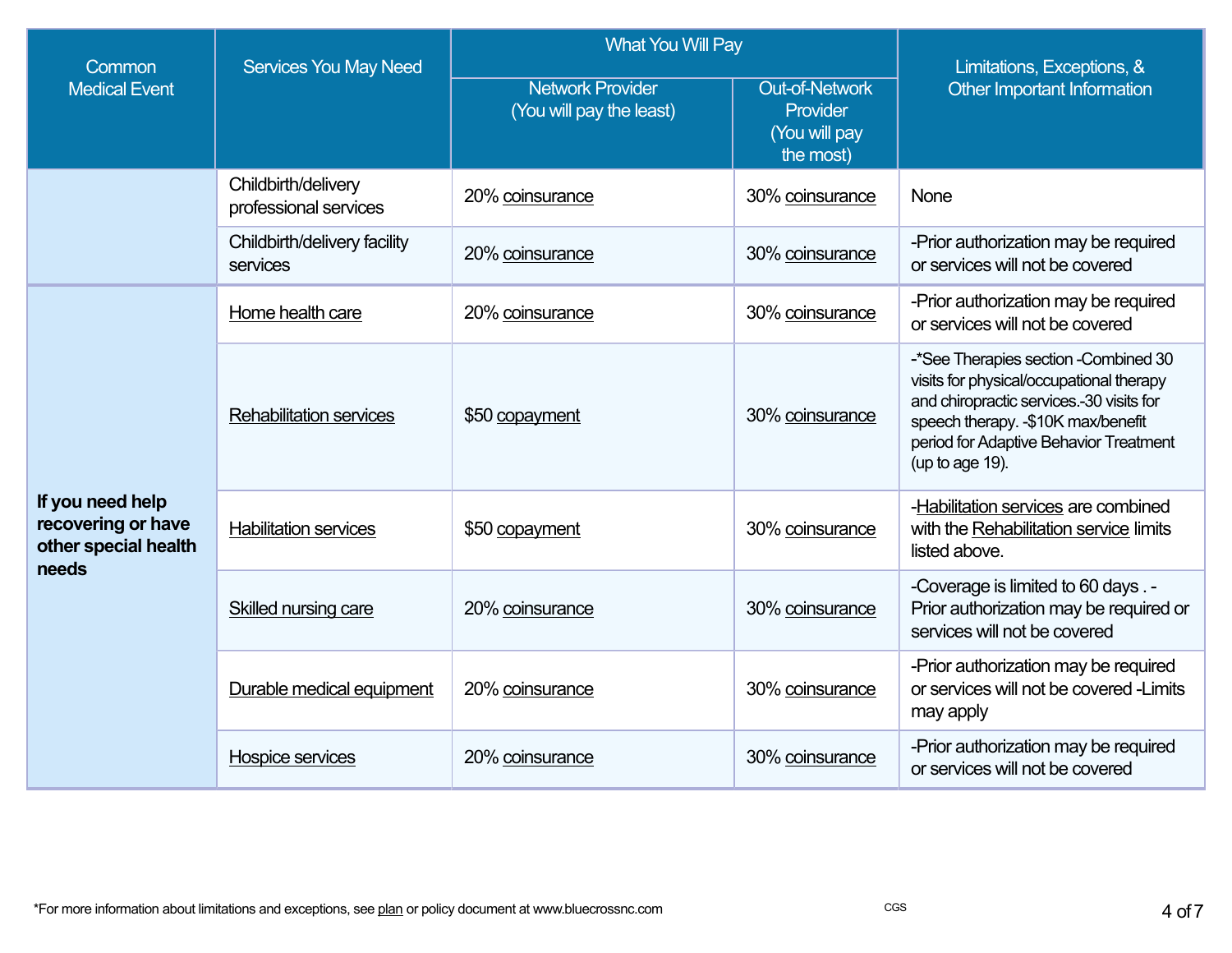| Common Medical Event | Services You May Need | What You Will Pay | | Limitations, Exceptions, & Other Important Information |
|---|---|---|---|---|
| | | Network Provider (You will pay the least) | Out-of-Network Provider (You will pay the most) | |
| | Childbirth/delivery professional services | 20% coinsurance | 30% coinsurance | None |
| | Childbirth/delivery facility services | 20% coinsurance | 30% coinsurance | -Prior authorization may be required or services will not be covered |
| **If you need help recovering or have other special health needs** | Home health care | 20% coinsurance | 30% coinsurance | -Prior authorization may be required or services will not be covered |
| | Rehabilitation services | $50 copayment | 30% coinsurance | -*See Therapies section -Combined 30 visits for physical/occupational therapy and chiropractic services.-30 visits for speech therapy. -$10K max/benefit period for Adaptive Behavior Treatment (up to age 19). |
| | Habilitation services | $50 copayment | 30% coinsurance | -Habilitation services are combined with the Rehabilitation service limits listed above. |
| | Skilled nursing care | 20% coinsurance | 30% coinsurance | -Coverage is limited to 60 days . -Prior authorization may be required or services will not be covered |
| | Durable medical equipment | 20% coinsurance | 30% coinsurance | -Prior authorization may be required or services will not be covered -Limits may apply |
| | Hospice services | 20% coinsurance | 30% coinsurance | -Prior authorization may be required or services will not be covered |

*For more information about limitations and exceptions, see plan or policy document at www.bluecrossnc.com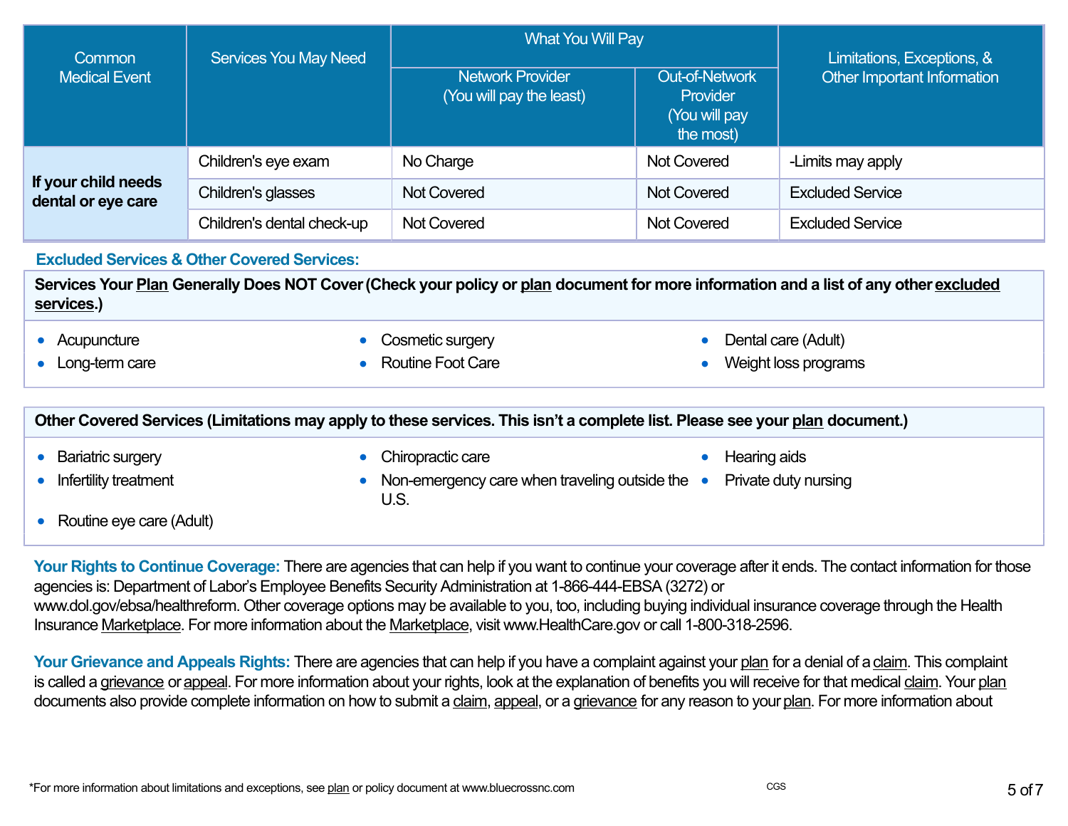| Common Medical Event | Services You May Need | What You Will Pay | | Limitations, Exceptions, & Other Important Information |
|---|---|---|---|---|
| | | Network Provider (You will pay the least) | Out-of-Network Provider (You will pay the most) | |
| **If your child needs dental or eye care** | Children's eye exam | No Charge | Not Covered | -Limits may apply |
| | Children's glasses | Not Covered | Not Covered | Excluded Service |
| | Children's dental check-up | Not Covered | Not Covered | Excluded Service |

## Excluded Services & Other Covered Services:

**Services Your Plan Generally Does NOT Cover (Check your policy or plan document for more information and a list of any other excluded services.)**

- Acupuncture
- Long-term care
- Cosmetic surgery
- Routine Foot Care
- Dental care (Adult)
- Weight loss programs

**Other Covered Services (Limitations may apply to these services. This isn't a complete list. Please see your plan document.)**

- Bariatric surgery
- Infertility treatment
- Routine eye care (Adult)
- Chiropractic care
- Non-emergency care when traveling outside the U.S.
- Hearing aids
- Private duty nursing

**Your Rights to Continue Coverage:** There are agencies that can help if you want to continue your coverage after it ends. The contact information for those agencies is: Department of Labor's Employee Benefits Security Administration at 1-866-444-EBSA (3272) or www.dol.gov/ebsa/healthreform. Other coverage options may be available to you, too, including buying individual insurance coverage through the Health Insurance Marketplace. For more information about the Marketplace, visit www.HealthCare.gov or call 1-800-318-2596.

**Your Grievance and Appeals Rights:** There are agencies that can help if you have a complaint against your plan for a denial of a claim. This complaint is called a grievance or appeal. For more information about your rights, look at the explanation of benefits you will receive for that medical claim. Your plan documents also provide complete information on how to submit a claim, appeal, or a grievance for any reason to your plan. For more information about

*For more information about limitations and exceptions, see plan or policy document at www.bluecrossnc.com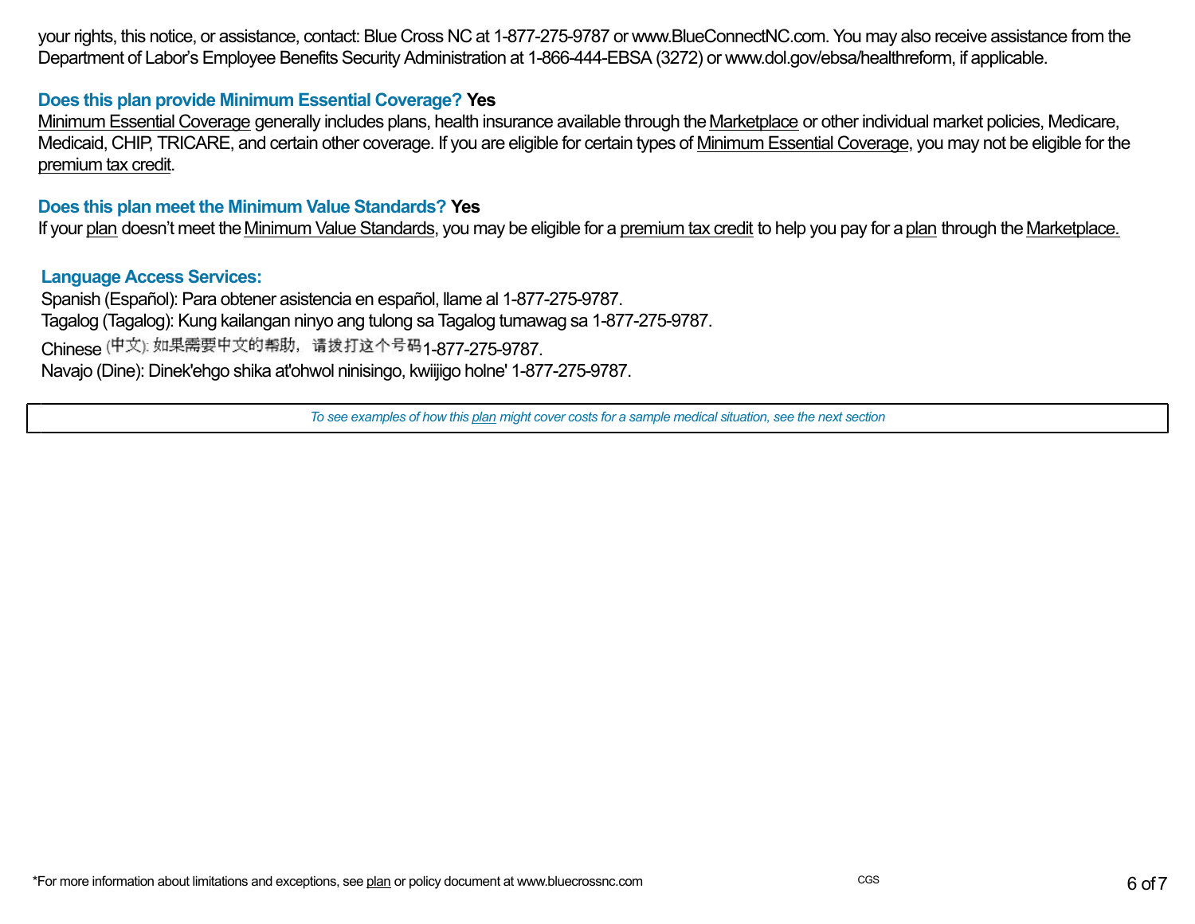your rights, this notice, or assistance, contact: Blue Cross NC at 1-877-275-9787 or www.BlueConnectNC.com. You may also receive assistance from the Department of Labor's Employee Benefits Security Administration at 1-866-444-EBSA (3272) or www.dol.gov/ebsa/healthreform, if applicable.

**Does this plan provide Minimum Essential Coverage? Yes**

Minimum Essential Coverage generally includes plans, health insurance available through the Marketplace or other individual market policies, Medicare, Medicaid, CHIP, TRICARE, and certain other coverage. If you are eligible for certain types of Minimum Essential Coverage, you may not be eligible for the premium tax credit.

**Does this plan meet the Minimum Value Standards? Yes**

If your plan doesn't meet the Minimum Value Standards, you may be eligible for a premium tax credit to help you pay for a plan through the Marketplace.

**Language Access Services:**

Spanish (Español): Para obtener asistencia en español, llame al 1-877-275-9787.
Tagalog (Tagalog): Kung kailangan ninyo ang tulong sa Tagalog tumawag sa 1-877-275-9787.
Chinese (中文): 如果需要中文的帮助，请拨打这个号码1-877-275-9787.
Navajo (Dine): Dinek'ehgo shika at'ohwol ninisingo, kwiijigo holne' 1-877-275-9787.

*To see examples of how this plan might cover costs for a sample medical situation, see the next section*

*For more information about limitations and exceptions, see plan or policy document at www.bluecrossnc.com

CGS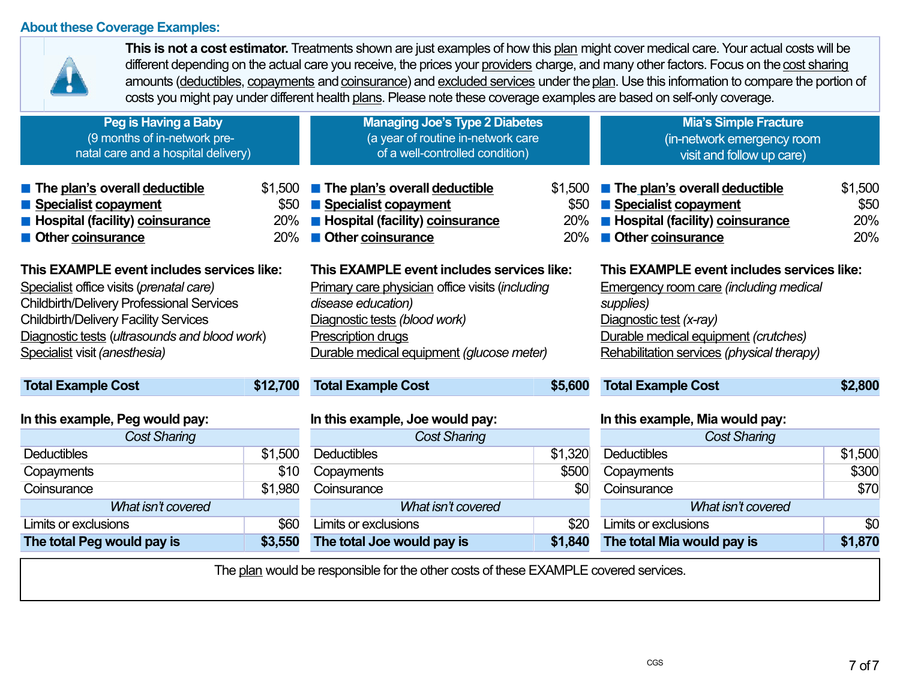## About these Coverage Examples:

**This is not a cost estimator.** Treatments shown are just examples of how this plan might cover medical care. Your actual costs will be different depending on the actual care you receive, the prices your providers charge, and many other factors. Focus on the cost sharing amounts (deductibles, copayments and coinsurance) and excluded services under the plan. Use this information to compare the portion of costs you might pay under different health plans. Please note these coverage examples are based on self-only coverage.

### Peg is Having a Baby
(9 months of in-network pre-natal care and a hospital delivery)

- **The plan's overall deductible** $1,500
- **Specialist copayment** $50
- **Hospital (facility) coinsurance** 20%
- **Other coinsurance** 20%

**This EXAMPLE event includes services like:**
Specialist office visits (*prenatal care)*
Childbirth/Delivery Professional Services
Childbirth/Delivery Facility Services
Diagnostic tests (*ultrasounds and blood work*)
Specialist visit *(anesthesia)*

| **Total Example Cost** | **$12,700** |
|---|---|

**In this example, Peg would pay:**

| *Cost Sharing* | |
|---|---|
| Deductibles | $1,500 |
| Copayments | $10 |
| Coinsurance | $1,980 |
| *What isn't covered* | |
| Limits or exclusions | $60 |
| **The total Peg would pay is** | **$3,550** |

### Managing Joe's Type 2 Diabetes
(a year of routine in-network care of a well-controlled condition)

- **The plan's overall deductible** $1,500
- **Specialist copayment** $50
- **Hospital (facility) coinsurance** 20%
- **Other coinsurance** 20%

**This EXAMPLE event includes services like:**
Primary care physician office visits (*including disease education)*
Diagnostic tests *(blood work)*
Prescription drugs
Durable medical equipment *(glucose meter)*

| **Total Example Cost** | **$5,600** |
|---|---|

**In this example, Joe would pay:**

| *Cost Sharing* | |
|---|---|
| Deductibles | $1,320 |
| Copayments | $500 |
| Coinsurance | $0 |
| *What isn't covered* | |
| Limits or exclusions | $20 |
| **The total Joe would pay is** | **$1,840** |

### Mia's Simple Fracture
(in-network emergency room visit and follow up care)

- **The plan's overall deductible** $1,500
- **Specialist copayment** $50
- **Hospital (facility) coinsurance** 20%
- **Other coinsurance** 20%

**This EXAMPLE event includes services like:**
Emergency room care *(including medical supplies)*
Diagnostic test *(x-ray)*
Durable medical equipment *(crutches)*
Rehabilitation services *(physical therapy)*

| **Total Example Cost** | **$2,800** |
|---|---|

**In this example, Mia would pay:**

| *Cost Sharing* | |
|---|---|
| Deductibles | $1,500 |
| Copayments | $300 |
| Coinsurance | $70 |
| *What isn't covered* | |
| Limits or exclusions | $0 |
| **The total Mia would pay is** | **$1,870** |

The plan would be responsible for the other costs of these EXAMPLE covered services.

CGS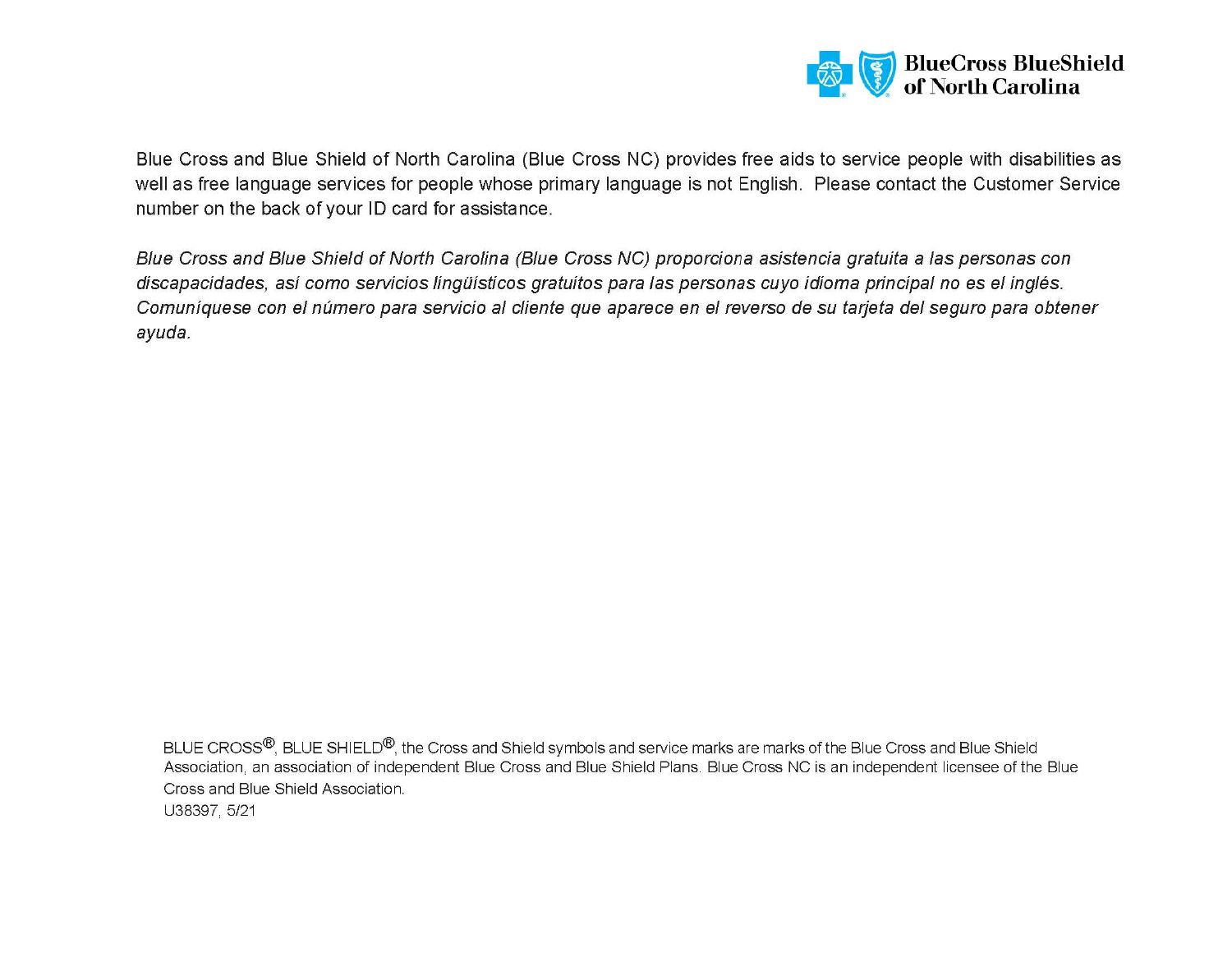BlueCross BlueShield of North Carolina

Blue Cross and Blue Shield of North Carolina (Blue Cross NC) provides free aids to service people with disabilities as well as free language services for people whose primary language is not English. Please contact the Customer Service number on the back of your ID card for assistance.

*Blue Cross and Blue Shield of North Carolina (Blue Cross NC) proporciona asistencia gratuita a las personas con discapacidades, así como servicios lingüísticos gratuitos para las personas cuyo idioma principal no es el inglés. Comuníquese con el número para servicio al cliente que aparece en el reverso de su tarjeta del seguro para obtener ayuda.*

BLUE CROSS®, BLUE SHIELD®, the Cross and Shield symbols and service marks are marks of the Blue Cross and Blue Shield Association, an association of independent Blue Cross and Blue Shield Plans. Blue Cross NC is an independent licensee of the Blue Cross and Blue Shield Association.
U38397, 5/21